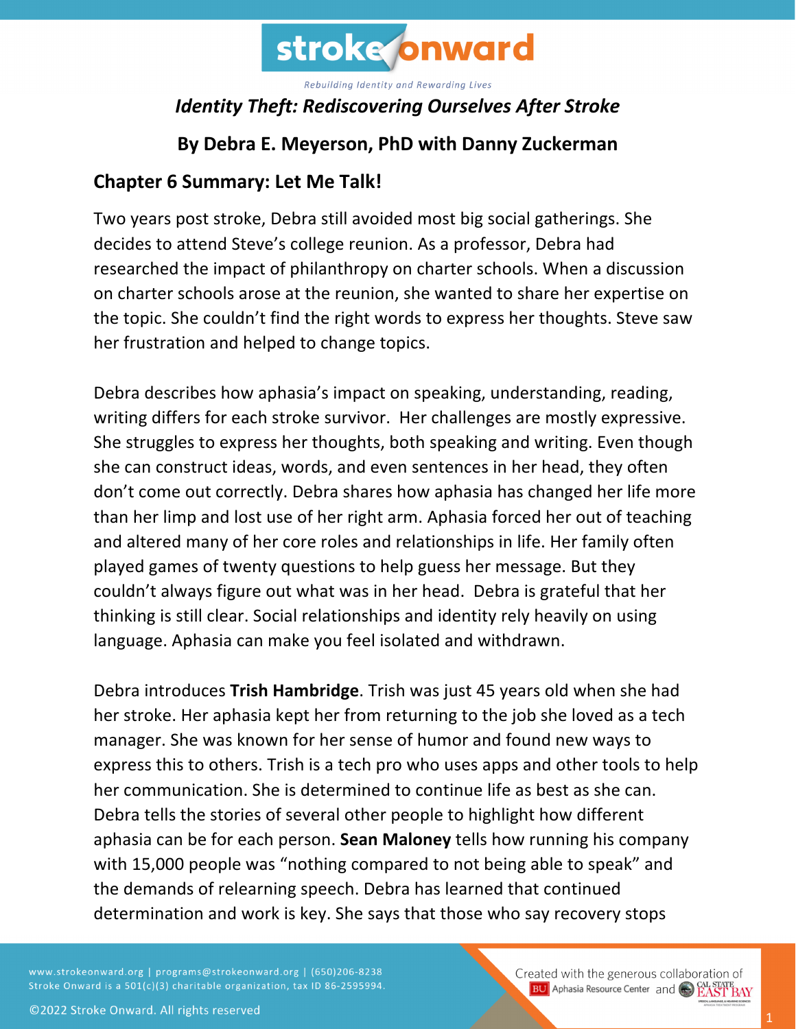*Identity Theft: Rediscovering Ourselves After Stroke*

## By Debra E. Meyerson, PhD with Danny Zuckerman

### Chapter 6 Summary: Let Me Talk!

Two years post stroke, Debra still avoided most big social gatherings. She decides to attend Steve's college reunion. As a professor, Debra had researched the impact of philanthropy on charter schools. When a discussion on charter schools arose at the reunion, she wanted to share her expertise on the topic. She couldn't find the right words to express her thoughts. Steve saw her frustration and helped to change topics.

Debra describes how aphasia's impact on speaking, understanding, reading, writing differs for each stroke survivor. Her challenges are mostly expressive. She struggles to express her thoughts, both speaking and writing. Even though she can construct ideas, words, and even sentences in her head, they often don't come out correctly. Debra shares how aphasia has changed her life more than her limp and lost use of her right arm. Aphasia forced her out of teaching and altered many of her core roles and relationships in life. Her family often played games of twenty questions to help guess her message. But they couldn't always figure out what was in her head. Debra is grateful that her thinking is still clear. Social relationships and identity rely heavily on using language. Aphasia can make you feel isolated and withdrawn.

Debra introduces **Trish Hambridge**. Trish was just 45 years old when she had her stroke. Her aphasia kept her from returning to the job she loved as a tech manager. She was known for her sense of humor and found new ways to express this to others. Trish is a tech pro who uses apps and other tools to help her communication. She is determined to continue life as best as she can. Debra tells the stories of several other people to highlight how different aphasia can be for each person. **Sean Maloney** tells how running his company with 15,000 people was "nothing compared to not being able to speak" and the demands of relearning speech. Debra has learned that continued determination and work is key. She says that those who say recovery stops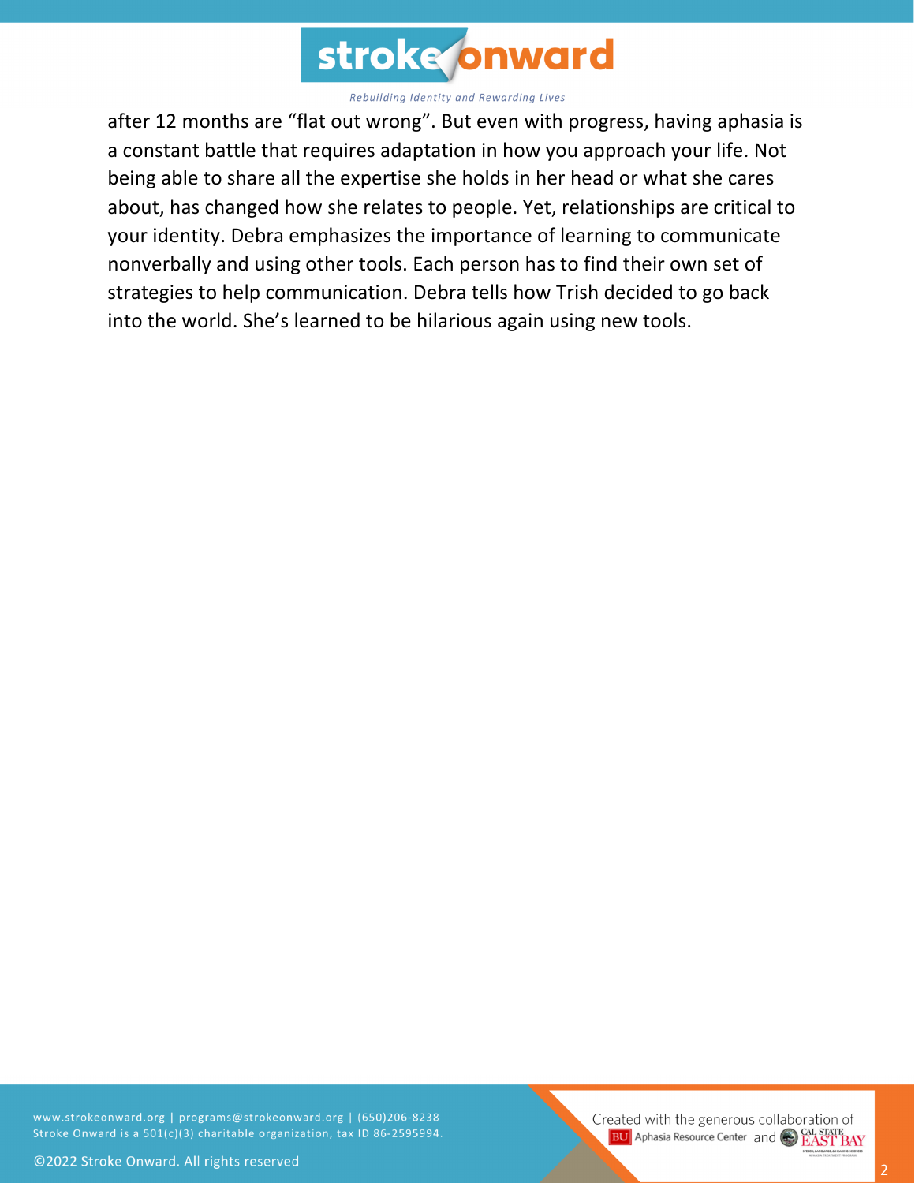after 12 months are “flat out wrong”. But even with progress, having aphasia is a constant battle that requires adaptation in how you approach your life. Not being able to share all the expertise she holds in her head or what she cares about, has changed how she relates to people. Yet, relationships are critical to your identity. Debra emphasizes the importance of learning to communicate nonverbally and using other tools. Each person has to find their own set of strategies to help communication. Debra tells how Trish decided to go back into the world. She’s learned to be hilarious again using new tools.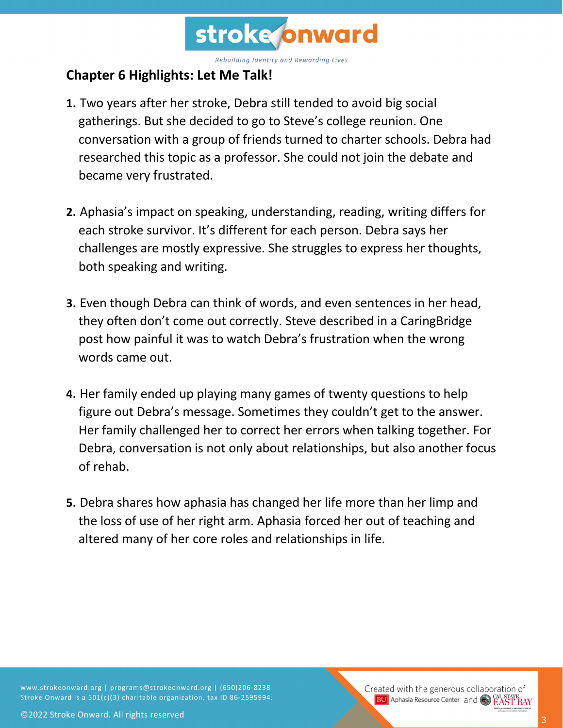## Chapter 6 Highlights: Let Me Talk!

1. Two years after her stroke, Debra still tended to avoid big social gatherings. But she decided to go to Steve's college reunion. One conversation with a group of friends turned to charter schools. Debra had researched this topic as a professor. She could not join the debate and became very frustrated.

2. Aphasia's impact on speaking, understanding, reading, writing differs for each stroke survivor. It's different for each person. Debra says her challenges are mostly expressive. She struggles to express her thoughts, both speaking and writing.

3. Even though Debra can think of words, and even sentences in her head, they often don't come out correctly. Steve described in a CaringBridge post how painful it was to watch Debra's frustration when the wrong words came out.

4. Her family ended up playing many games of twenty questions to help figure out Debra's message. Sometimes they couldn't get to the answer. Her family challenged her to correct her errors when talking together. For Debra, conversation is not only about relationships, but also another focus of rehab.

5. Debra shares how aphasia has changed her life more than her limp and the loss of use of her right arm. Aphasia forced her out of teaching and altered many of her core roles and relationships in life.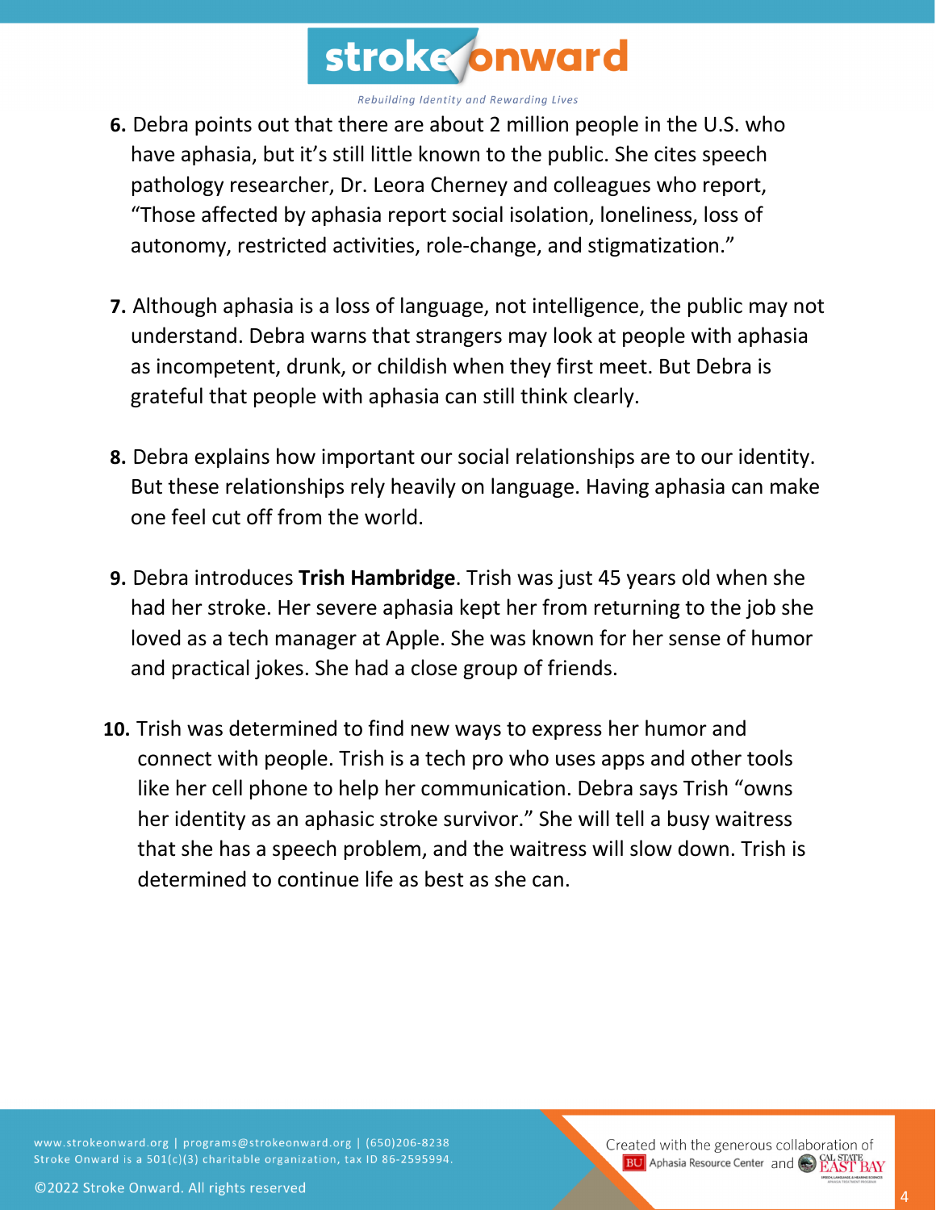6. Debra points out that there are about 2 million people in the U.S. who have aphasia, but it's still little known to the public. She cites speech pathology researcher, Dr. Leora Cherney and colleagues who report, "Those affected by aphasia report social isolation, loneliness, loss of autonomy, restricted activities, role-change, and stigmatization."

7. Although aphasia is a loss of language, not intelligence, the public may not understand. Debra warns that strangers may look at people with aphasia as incompetent, drunk, or childish when they first meet. But Debra is grateful that people with aphasia can still think clearly.

8. Debra explains how important our social relationships are to our identity. But these relationships rely heavily on language. Having aphasia can make one feel cut off from the world.

9. Debra introduces **Trish Hambridge**. Trish was just 45 years old when she had her stroke. Her severe aphasia kept her from returning to the job she loved as a tech manager at Apple. She was known for her sense of humor and practical jokes. She had a close group of friends.

10. Trish was determined to find new ways to express her humor and connect with people. Trish is a tech pro who uses apps and other tools like her cell phone to help her communication. Debra says Trish "owns her identity as an aphasic stroke survivor." She will tell a busy waitress that she has a speech problem, and the waitress will slow down. Trish is determined to continue life as best as she can.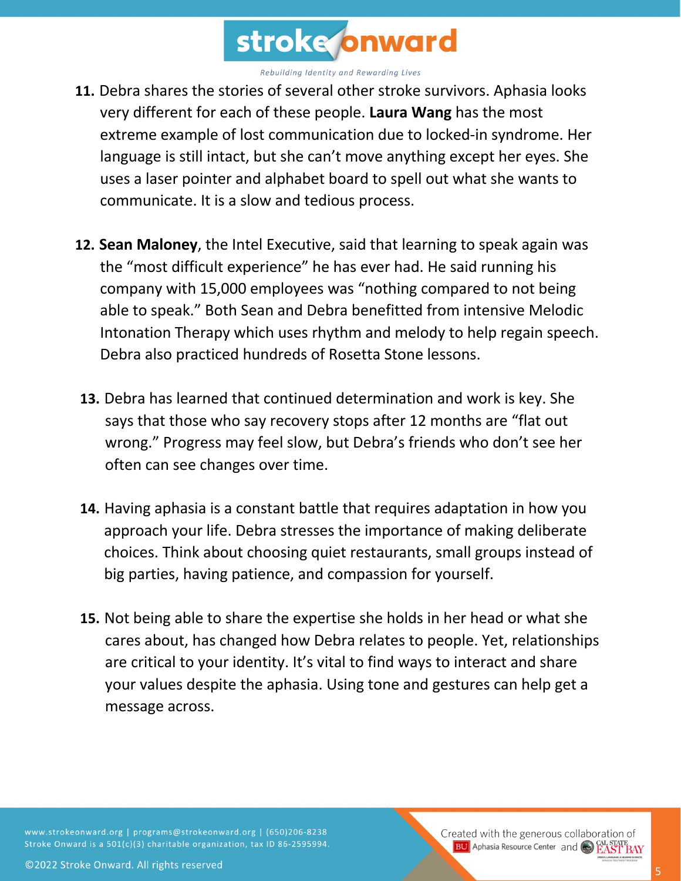11. Debra shares the stories of several other stroke survivors. Aphasia looks very different for each of these people. **Laura Wang** has the most extreme example of lost communication due to locked-in syndrome. Her language is still intact, but she can't move anything except her eyes. She uses a laser pointer and alphabet board to spell out what she wants to communicate. It is a slow and tedious process.

12. **Sean Maloney**, the Intel Executive, said that learning to speak again was the "most difficult experience" he has ever had. He said running his company with 15,000 employees was "nothing compared to not being able to speak." Both Sean and Debra benefitted from intensive Melodic Intonation Therapy which uses rhythm and melody to help regain speech. Debra also practiced hundreds of Rosetta Stone lessons.

13. Debra has learned that continued determination and work is key. She says that those who say recovery stops after 12 months are "flat out wrong." Progress may feel slow, but Debra's friends who don't see her often can see changes over time.

14. Having aphasia is a constant battle that requires adaptation in how you approach your life. Debra stresses the importance of making deliberate choices. Think about choosing quiet restaurants, small groups instead of big parties, having patience, and compassion for yourself.

15. Not being able to share the expertise she holds in her head or what she cares about, has changed how Debra relates to people. Yet, relationships are critical to your identity. It's vital to find ways to interact and share your values despite the aphasia. Using tone and gestures can help get a message across.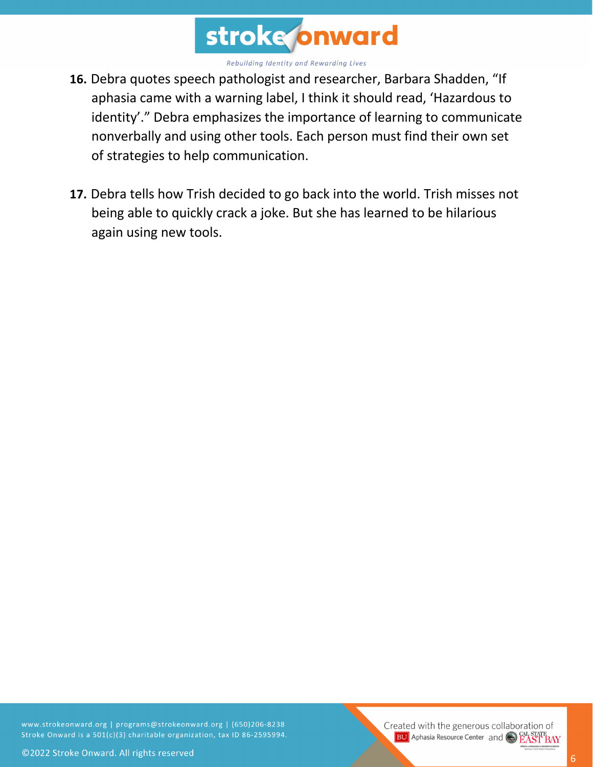16. Debra quotes speech pathologist and researcher, Barbara Shadden, “If aphasia came with a warning label, I think it should read, ‘Hazardous to identity’.” Debra emphasizes the importance of learning to communicate nonverbally and using other tools. Each person must find their own set of strategies to help communication.

17. Debra tells how Trish decided to go back into the world. Trish misses not being able to quickly crack a joke. But she has learned to be hilarious again using new tools.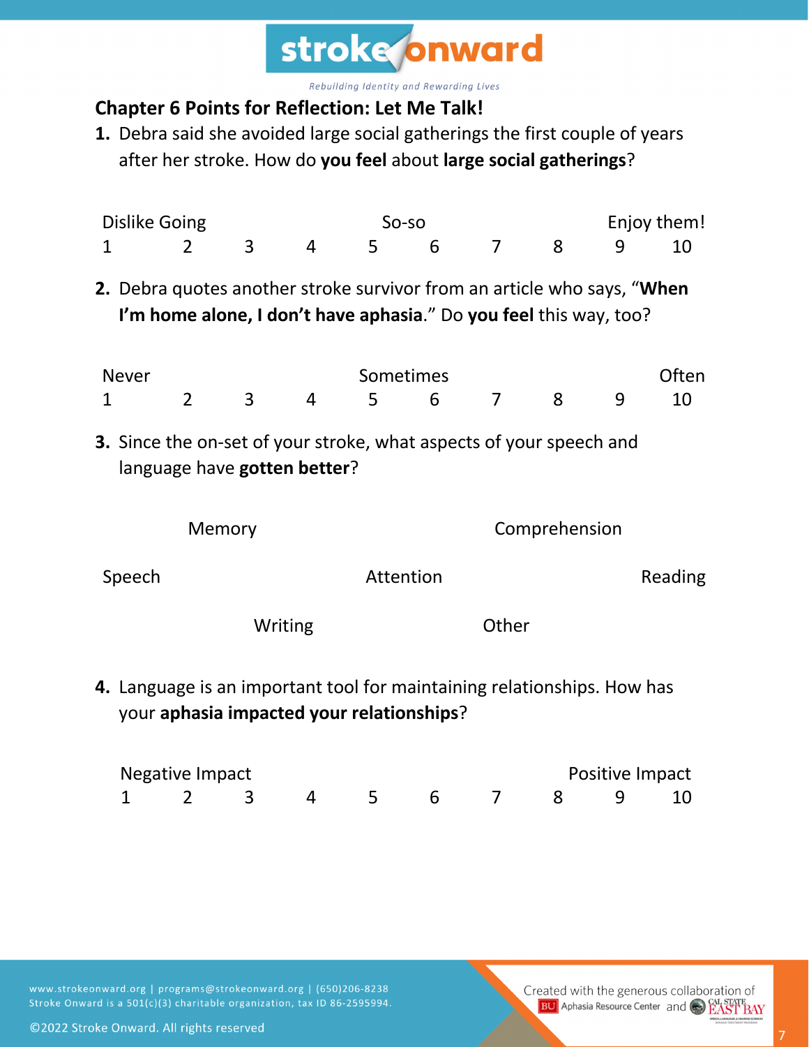## Chapter 6 Points for Reflection: Let Me Talk!

1. Debra said she avoided large social gatherings the first couple of years after her stroke. How do **you feel** about **large social gatherings**?

| Dislike Going | | | | So-so | | | | Enjoy them! | |
|---|---|---|---|---|---|---|---|---|---|
| 1 | 2 | 3 | 4 | 5 | 6 | 7 | 8 | 9 | 10 |

2. Debra quotes another stroke survivor from an article who says, "**When I'm home alone, I don't have aphasia**." Do **you feel** this way, too?

| Never | | | | Sometimes | | | | | Often |
|---|---|---|---|---|---|---|---|---|---|
| 1 | 2 | 3 | 4 | 5 | 6 | 7 | 8 | 9 | 10 |

3. Since the on-set of your stroke, what aspects of your speech and language have **gotten better**?

Memory

Comprehension

Speech

Attention

Reading

Writing

Other

4. Language is an important tool for maintaining relationships. How has your **aphasia impacted your relationships**?

| Negative Impact | | | | | | | | Positive Impact | |
|---|---|---|---|---|---|---|---|---|---|
| 1 | 2 | 3 | 4 | 5 | 6 | 7 | 8 | 9 | 10 |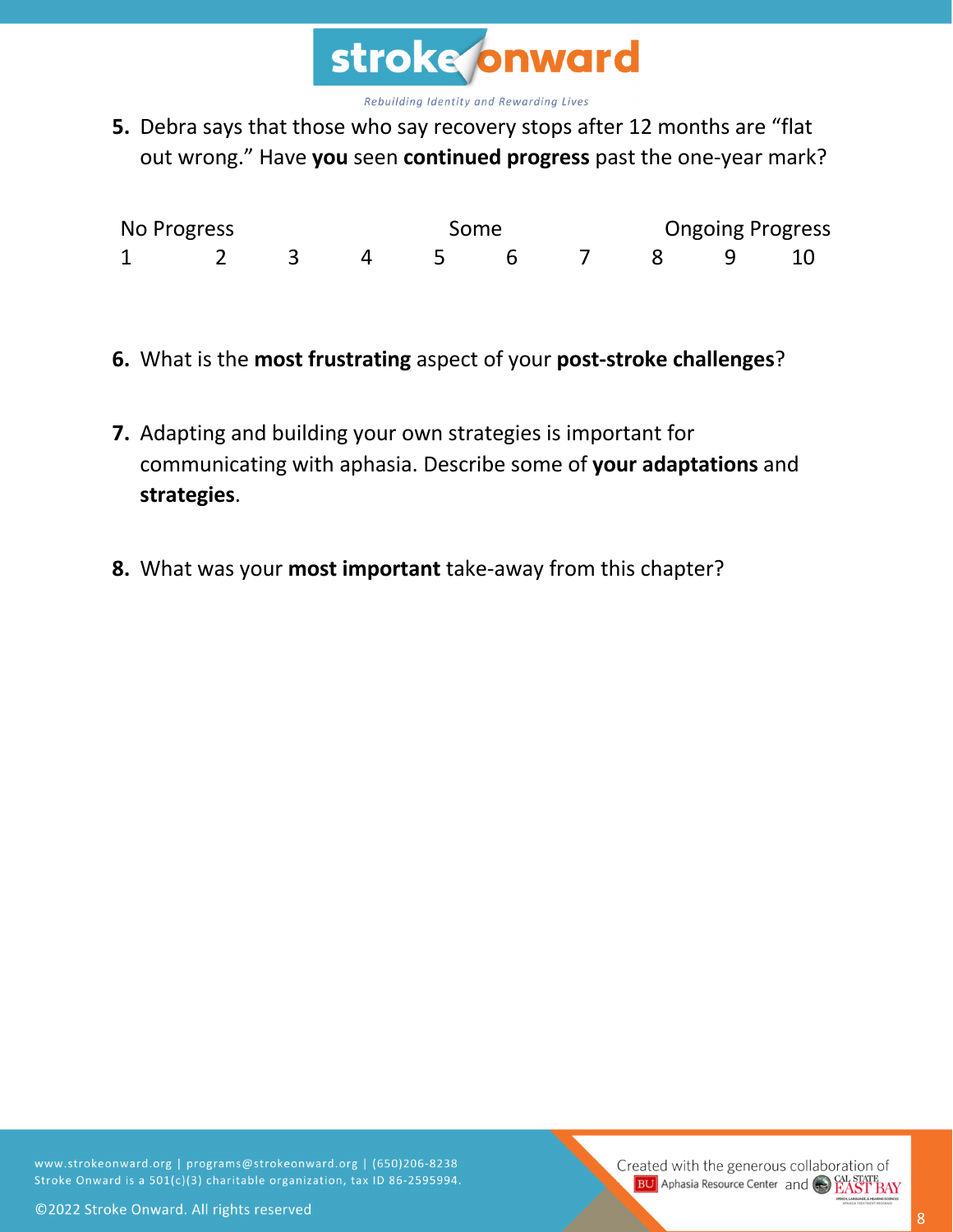5. Debra says that those who say recovery stops after 12 months are “flat out wrong.” Have **you** seen **continued progress** past the one-year mark?

No Progress — Some — Ongoing Progress

1 2 3 4 5 6 7 8 9 10

6. What is the **most frustrating** aspect of your **post-stroke challenges**?

7. Adapting and building your own strategies is important for communicating with aphasia. Describe some of **your adaptations** and **strategies**.

8. What was your **most important** take-away from this chapter?